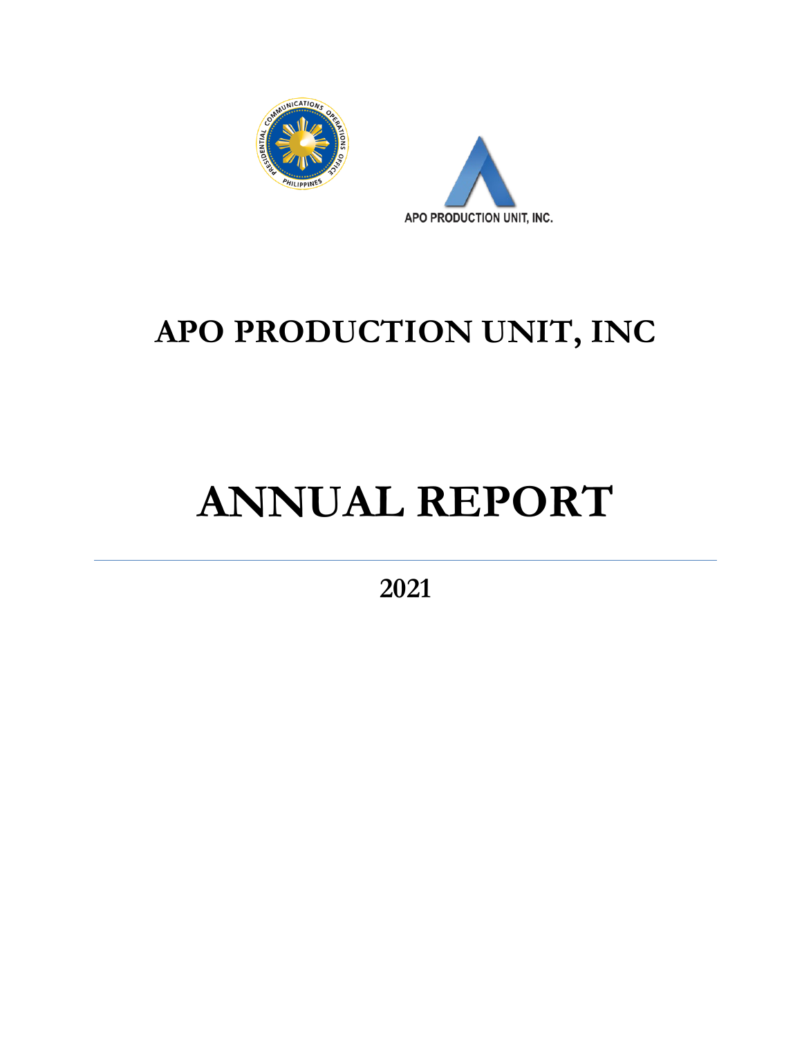# APO PRODUCTION UNIT, INC

# ANNUAL REPORT

---

## 2021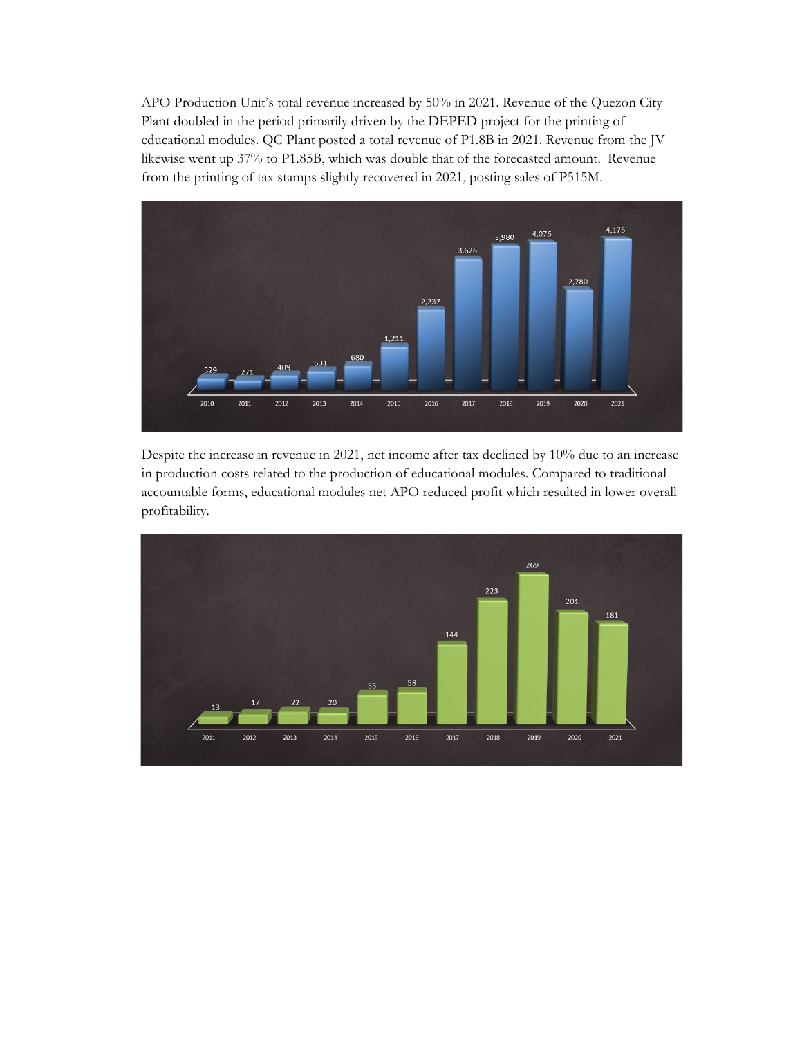APO Production Unit's total revenue increased by 50% in 2021. Revenue of the Quezon City Plant doubled in the period primarily driven by the DEPED project for the printing of educational modules. QC Plant posted a total revenue of P1.8B in 2021. Revenue from the JV likewise went up 37% to P1.85B, which was double that of the forecasted amount. Revenue from the printing of tax stamps slightly recovered in 2021, posting sales of P515M.

| 2010 | 2011 | 2012 | 2013 | 2014 | 2015 | 2016 | 2017 | 2018 | 2019 | 2020 | 2021 |
|---|---|---|---|---|---|---|---|---|---|---|---|
| 329 | 271 | 409 | 531 | 680 | 1,211 | 2,237 | 3,626 | 3,980 | 4,076 | 2,780 | 4,175 |

Despite the increase in revenue in 2021, net income after tax declined by 10% due to an increase in production costs related to the production of educational modules. Compared to traditional accountable forms, educational modules net APO reduced profit which resulted in lower overall profitability.

| 2011 | 2012 | 2013 | 2014 | 2015 | 2016 | 2017 | 2018 | 2019 | 2020 | 2021 |
|---|---|---|---|---|---|---|---|---|---|---|
| 13 | 17 | 22 | 20 | 53 | 58 | 144 | 223 | 269 | 201 | 181 |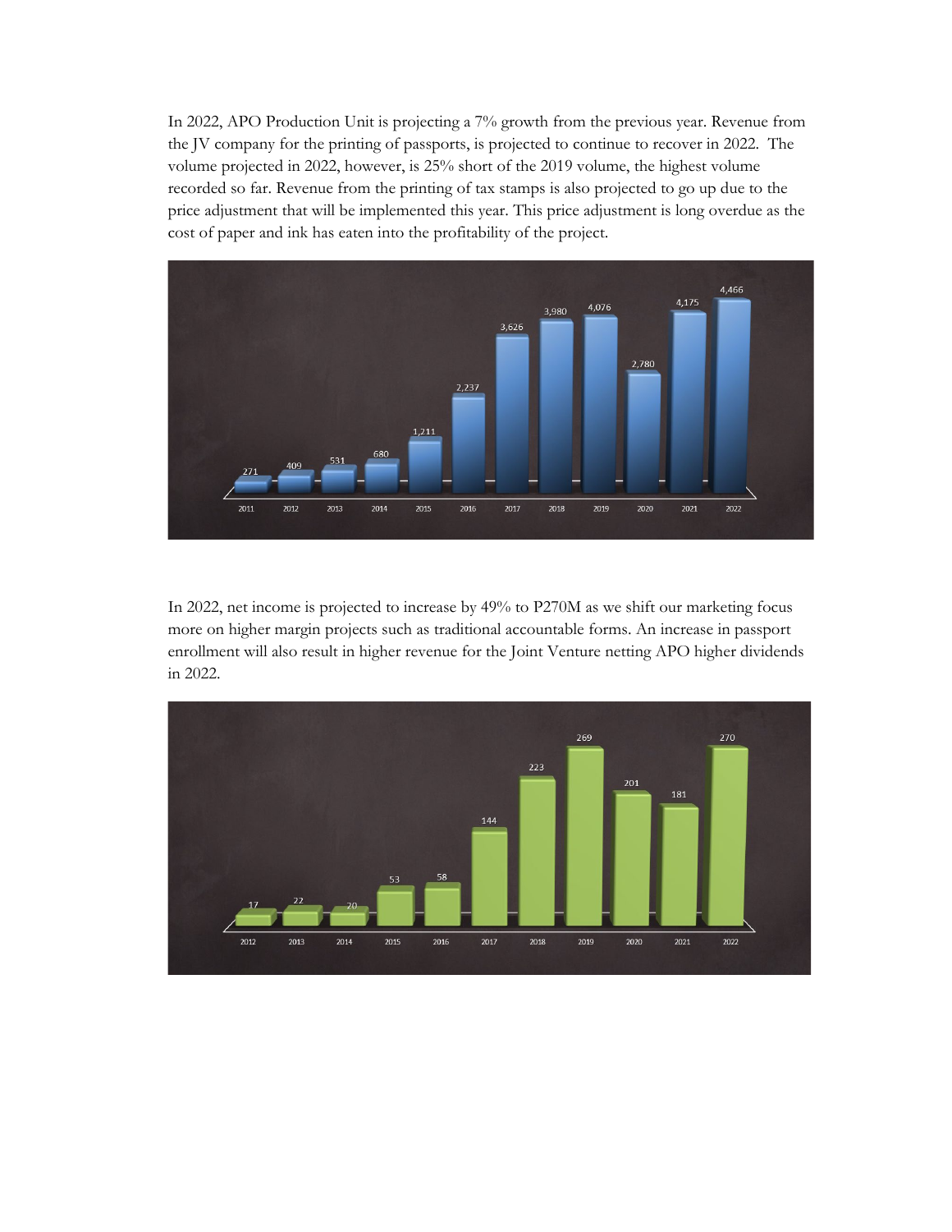In 2022, APO Production Unit is projecting a 7% growth from the previous year. Revenue from the JV company for the printing of passports, is projected to continue to recover in 2022. The volume projected in 2022, however, is 25% short of the 2019 volume, the highest volume recorded so far. Revenue from the printing of tax stamps is also projected to go up due to the price adjustment that will be implemented this year. This price adjustment is long overdue as the cost of paper and ink has eaten into the profitability of the project.

271
409
531
680
1,211
2,237
3,626
3,980
4,076
2,780
4,175
4,466

2011 2012 2013 2014 2015 2016 2017 2018 2019 2020 2021 2022

In 2022, net income is projected to increase by 49% to P270M as we shift our marketing focus more on higher margin projects such as traditional accountable forms. An increase in passport enrollment will also result in higher revenue for the Joint Venture netting APO higher dividends in 2022.

17
22
20
53
58
144
223
269
201
181
270

2012 2013 2014 2015 2016 2017 2018 2019 2020 2021 2022